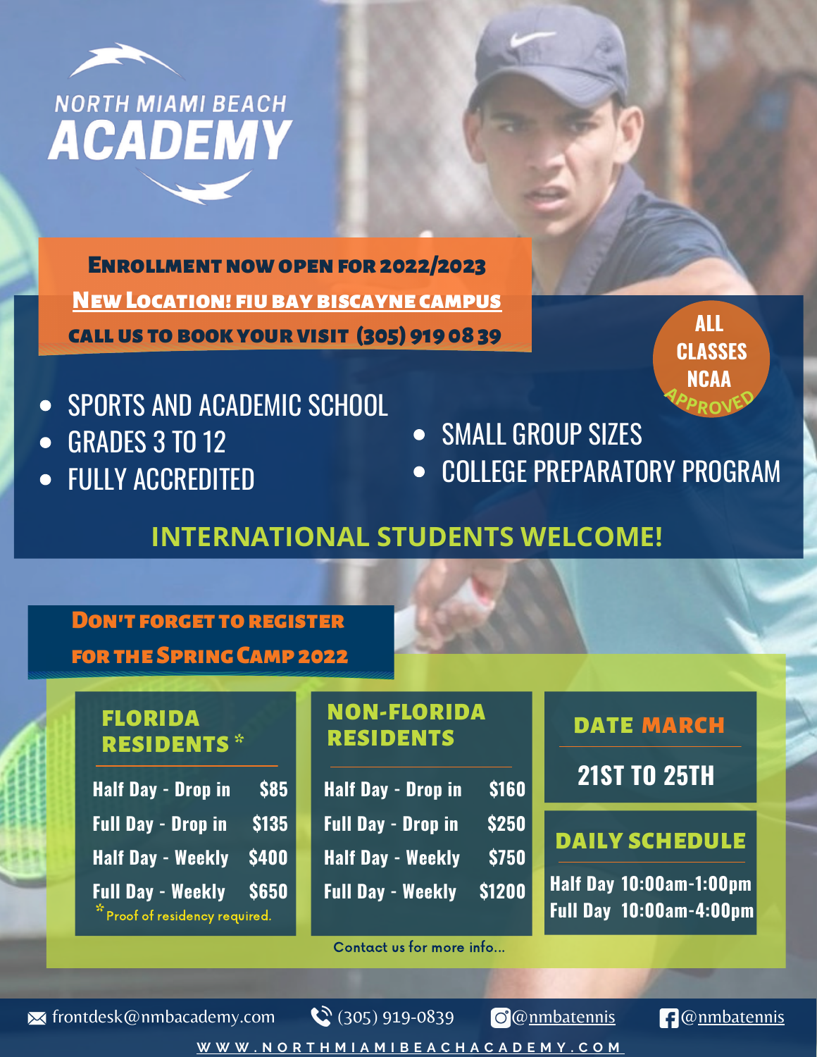# NORTH MIAMI BEACH ACADEMY

**ENROLLMENT NOW OPEN FOR 2022/2023**

**NEW LOCATION! FIU BAY BISCAYNE CAMPUS**

**CALL US TO BOOK YOUR VISIT (305) 919 08 39**

**ALL CLASSES NCAA APPROVED**

- SPORTS AND ACADEMIC SCHOOL
- GRADES 3 TO 12
- FULLY ACCREDITED
- SMALL GROUP SIZES
- COLLEGE PREPARATORY PROGRAM

## INTERNATIONAL STUDENTS WELCOME!

## DON'T FORGET TO REGISTER FOR THE SPRING CAMP 2022

### FLORIDA RESIDENTS *

| | |
|---|---|
| Half Day - Drop in | $85 |
| Full Day - Drop in | $135 |
| Half Day - Weekly | $400 |
| Full Day - Weekly | $650 |

* Proof of residency required.

### NON-FLORIDA RESIDENTS

| | |
|---|---|
| Half Day - Drop in | $160 |
| Full Day - Drop in | $250 |
| Half Day - Weekly | $750 |
| Full Day - Weekly | $1200 |

### DATE MARCH

21ST TO 25TH

### DAILY SCHEDULE

Half Day 10:00am-1:00pm

Full Day 10:00am-4:00pm

Contact us for more info...

frontdesk@nmbacademy.com | (305) 919-0839 | Instagram @nmbatennis | Facebook @nmbatennis

WWW.NORTHMIAMIBEACHACADEMY.COM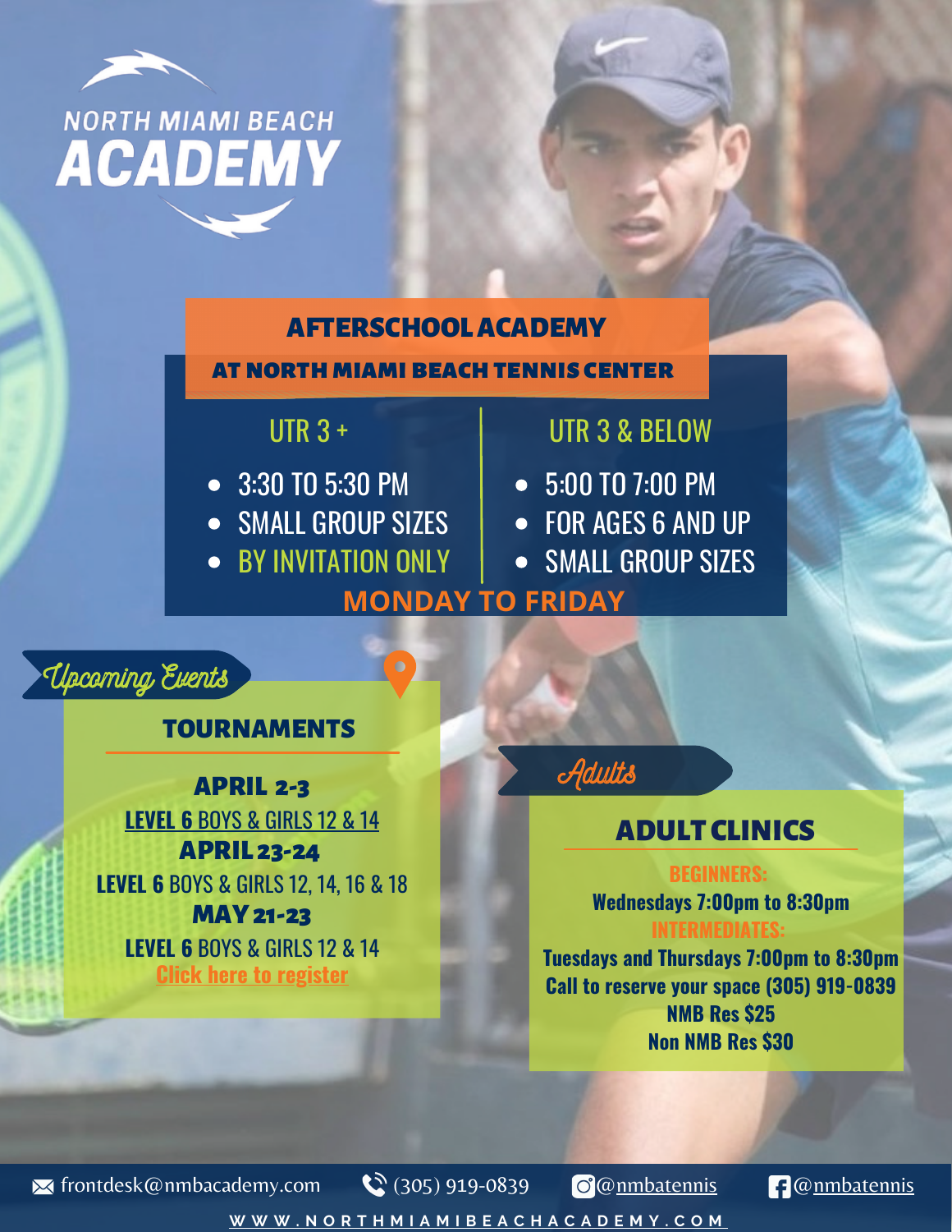# NORTH MIAMI BEACH ACADEMY

## AFTERSCHOOL ACADEMY

### AT NORTH MIAMI BEACH TENNIS CENTER

**UTR 3 +**

- 3:30 TO 5:30 PM
- SMALL GROUP SIZES
- BY INVITATION ONLY

**UTR 3 & BELOW**

- 5:00 TO 7:00 PM
- FOR AGES 6 AND UP
- SMALL GROUP SIZES

**MONDAY TO FRIDAY**

## Upcoming Events

### TOURNAMENTS

**APRIL 2-3**

LEVEL 6 BOYS & GIRLS 12 & 14

**APRIL 23-24**

LEVEL 6 BOYS & GIRLS 12, 14, 16 & 18

**MAY 21-23**

LEVEL 6 BOYS & GIRLS 12 & 14

Click here to register

## Adults

### ADULT CLINICS

**BEGINNERS:**

Wednesdays 7:00pm to 8:30pm

**INTERMEDIATES:**

Tuesdays and Thursdays 7:00pm to 8:30pm

Call to reserve your space (305) 919-0839

NMB Res $25

Non NMB Res $30

frontdesk@nmbacademy.com | (305) 919-0839 | @nmbatennis | @nmbatennis

WWW.NORTHMIAMIBEACHACADEMY.COM